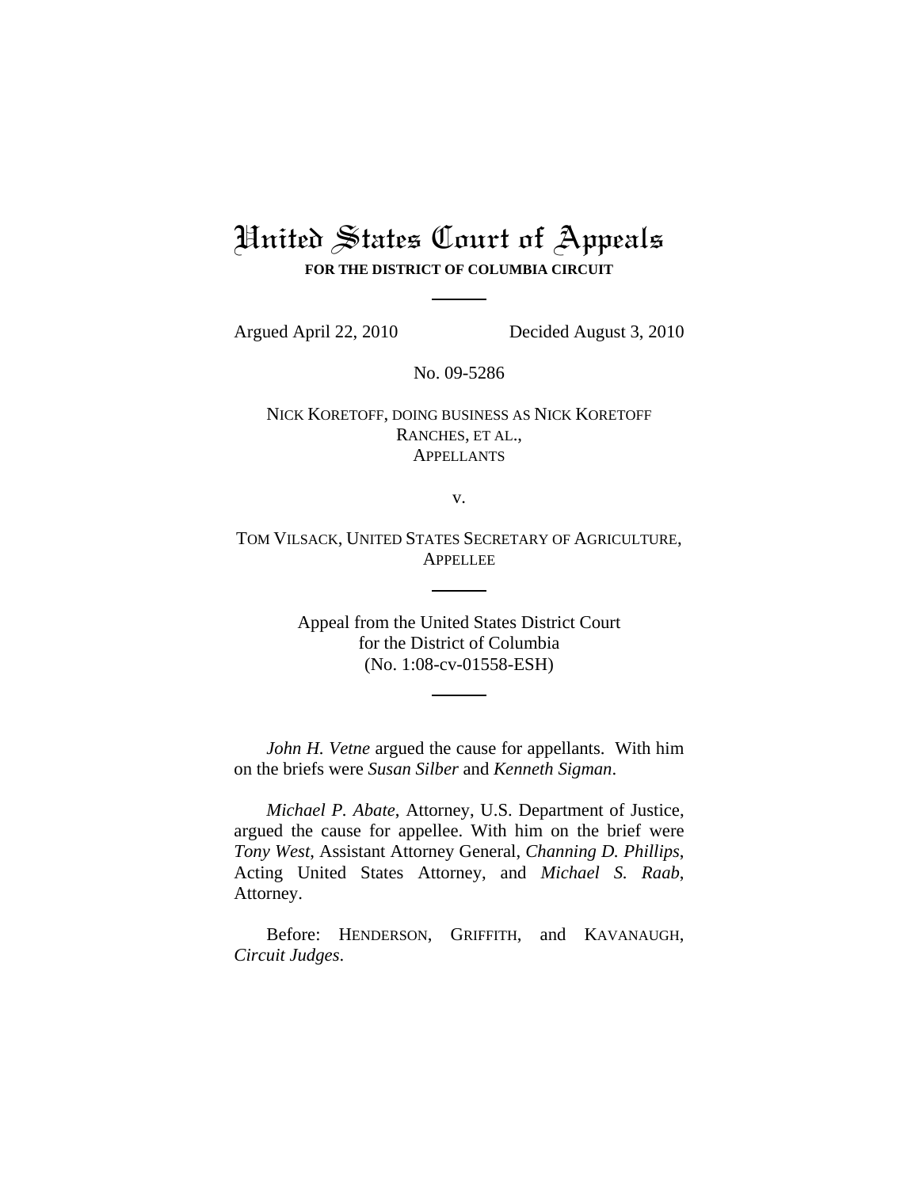# United States Court of Appeals

**FOR THE DISTRICT OF COLUMBIA CIRCUIT**

---

Argued April 22, 2010 Decided August 3, 2010

No. 09-5286

NICK KORETOFF, DOING BUSINESS AS NICK KORETOFF RANCHES, ET AL.,
APPELLANTS

v.

TOM VILSACK, UNITED STATES SECRETARY OF AGRICULTURE,
APPELLEE

---

Appeal from the United States District Court
for the District of Columbia
(No. 1:08-cv-01558-ESH)

---

*John H. Vetne* argued the cause for appellants. With him on the briefs were *Susan Silber* and *Kenneth Sigman*.

*Michael P. Abate*, Attorney, U.S. Department of Justice, argued the cause for appellee. With him on the brief were *Tony West*, Assistant Attorney General, *Channing D. Phillips*, Acting United States Attorney, and *Michael S. Raab*, Attorney.

Before: HENDERSON, GRIFFITH, and KAVANAUGH, *Circuit Judges*.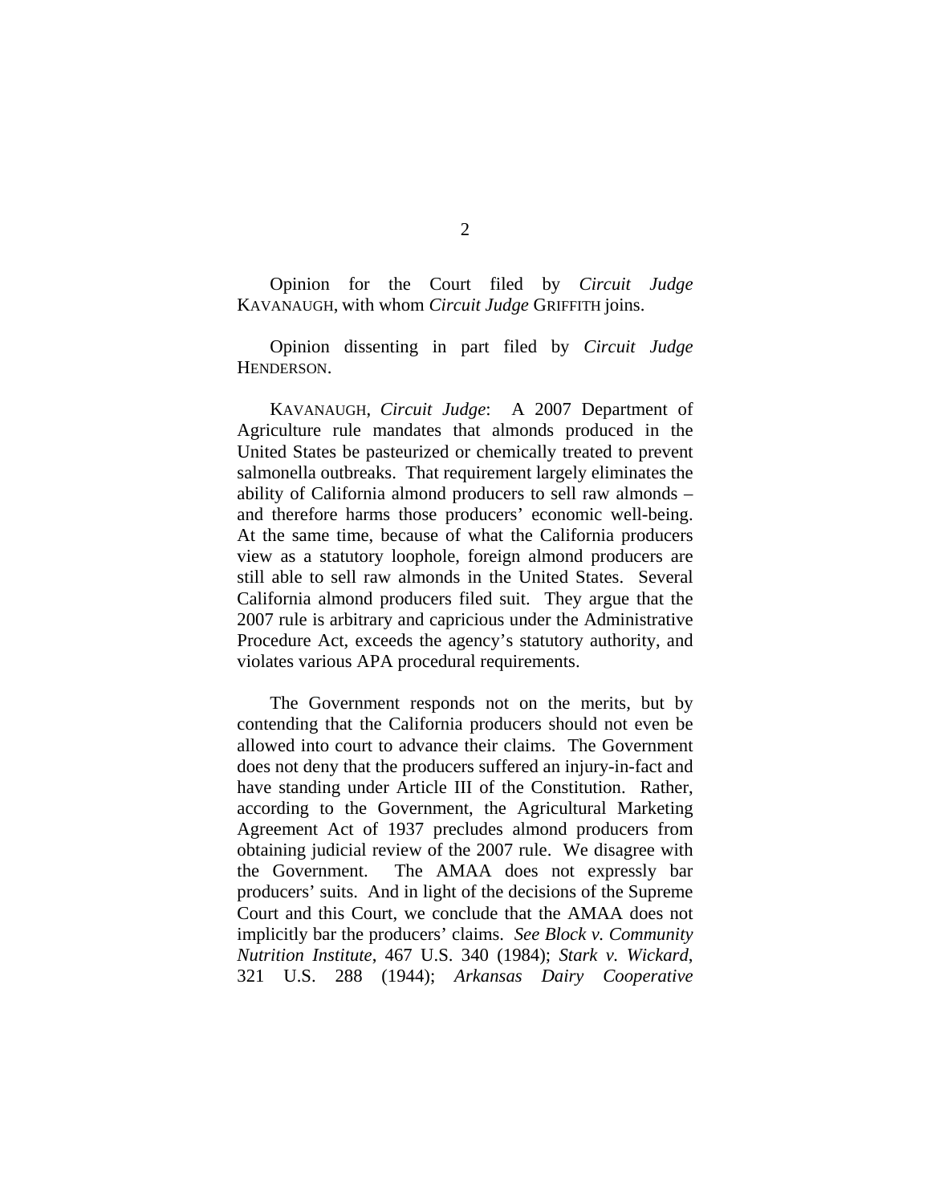Opinion for the Court filed by *Circuit Judge* KAVANAUGH, with whom *Circuit Judge* GRIFFITH joins.

Opinion dissenting in part filed by *Circuit Judge* HENDERSON.

KAVANAUGH, *Circuit Judge*: A 2007 Department of Agriculture rule mandates that almonds produced in the United States be pasteurized or chemically treated to prevent salmonella outbreaks. That requirement largely eliminates the ability of California almond producers to sell raw almonds – and therefore harms those producers' economic well-being. At the same time, because of what the California producers view as a statutory loophole, foreign almond producers are still able to sell raw almonds in the United States. Several California almond producers filed suit. They argue that the 2007 rule is arbitrary and capricious under the Administrative Procedure Act, exceeds the agency's statutory authority, and violates various APA procedural requirements.

The Government responds not on the merits, but by contending that the California producers should not even be allowed into court to advance their claims. The Government does not deny that the producers suffered an injury-in-fact and have standing under Article III of the Constitution. Rather, according to the Government, the Agricultural Marketing Agreement Act of 1937 precludes almond producers from obtaining judicial review of the 2007 rule. We disagree with the Government. The AMAA does not expressly bar producers' suits. And in light of the decisions of the Supreme Court and this Court, we conclude that the AMAA does not implicitly bar the producers' claims. *See Block v. Community Nutrition Institute*, 467 U.S. 340 (1984); *Stark v. Wickard*, 321 U.S. 288 (1944); *Arkansas Dairy Cooperative*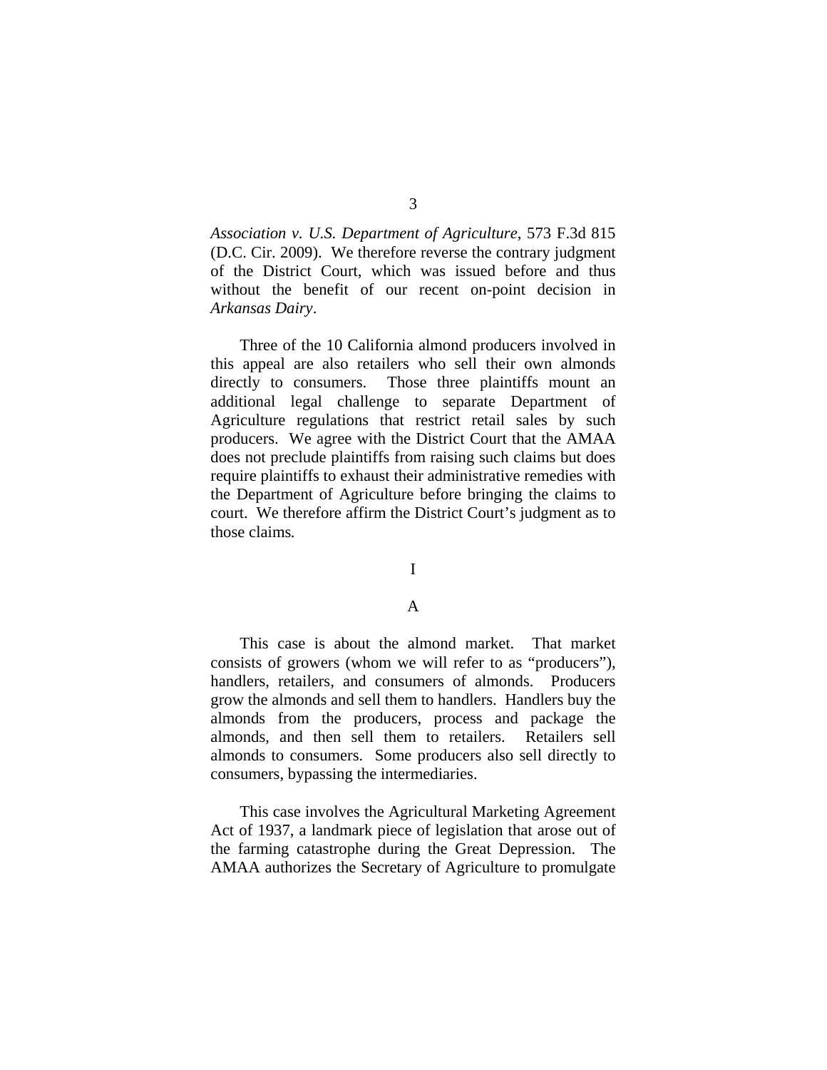*Association v. U.S. Department of Agriculture*, 573 F.3d 815 (D.C. Cir. 2009). We therefore reverse the contrary judgment of the District Court, which was issued before and thus without the benefit of our recent on-point decision in *Arkansas Dairy*.

Three of the 10 California almond producers involved in this appeal are also retailers who sell their own almonds directly to consumers. Those three plaintiffs mount an additional legal challenge to separate Department of Agriculture regulations that restrict retail sales by such producers. We agree with the District Court that the AMAA does not preclude plaintiffs from raising such claims but does require plaintiffs to exhaust their administrative remedies with the Department of Agriculture before bringing the claims to court. We therefore affirm the District Court's judgment as to those claims.

# I

## A

This case is about the almond market. That market consists of growers (whom we will refer to as "producers"), handlers, retailers, and consumers of almonds. Producers grow the almonds and sell them to handlers. Handlers buy the almonds from the producers, process and package the almonds, and then sell them to retailers. Retailers sell almonds to consumers. Some producers also sell directly to consumers, bypassing the intermediaries.

This case involves the Agricultural Marketing Agreement Act of 1937, a landmark piece of legislation that arose out of the farming catastrophe during the Great Depression. The AMAA authorizes the Secretary of Agriculture to promulgate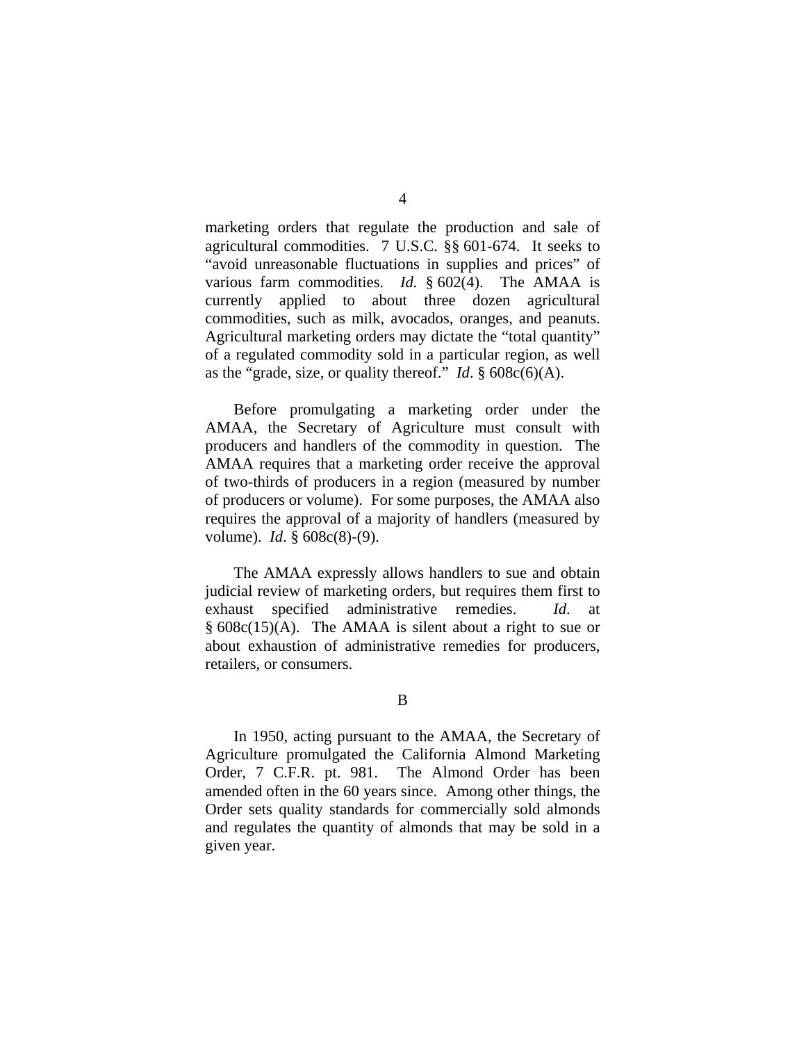marketing orders that regulate the production and sale of agricultural commodities. 7 U.S.C. §§ 601-674. It seeks to "avoid unreasonable fluctuations in supplies and prices" of various farm commodities. *Id.* § 602(4). The AMAA is currently applied to about three dozen agricultural commodities, such as milk, avocados, oranges, and peanuts. Agricultural marketing orders may dictate the "total quantity" of a regulated commodity sold in a particular region, as well as the "grade, size, or quality thereof." *Id*. § 608c(6)(A).

Before promulgating a marketing order under the AMAA, the Secretary of Agriculture must consult with producers and handlers of the commodity in question. The AMAA requires that a marketing order receive the approval of two-thirds of producers in a region (measured by number of producers or volume). For some purposes, the AMAA also requires the approval of a majority of handlers (measured by volume). *Id*. § 608c(8)-(9).

The AMAA expressly allows handlers to sue and obtain judicial review of marketing orders, but requires them first to exhaust specified administrative remedies. *Id.* at § 608c(15)(A). The AMAA is silent about a right to sue or about exhaustion of administrative remedies for producers, retailers, or consumers.

## B

In 1950, acting pursuant to the AMAA, the Secretary of Agriculture promulgated the California Almond Marketing Order, 7 C.F.R. pt. 981. The Almond Order has been amended often in the 60 years since. Among other things, the Order sets quality standards for commercially sold almonds and regulates the quantity of almonds that may be sold in a given year.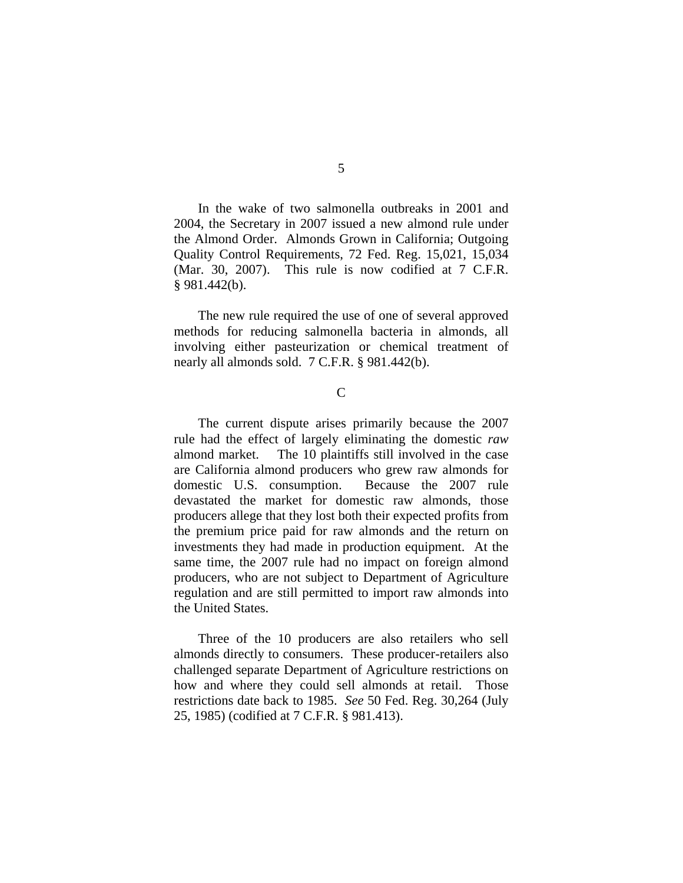In the wake of two salmonella outbreaks in 2001 and 2004, the Secretary in 2007 issued a new almond rule under the Almond Order. Almonds Grown in California; Outgoing Quality Control Requirements, 72 Fed. Reg. 15,021, 15,034 (Mar. 30, 2007). This rule is now codified at 7 C.F.R. § 981.442(b).

The new rule required the use of one of several approved methods for reducing salmonella bacteria in almonds, all involving either pasteurization or chemical treatment of nearly all almonds sold. 7 C.F.R. § 981.442(b).

### C

The current dispute arises primarily because the 2007 rule had the effect of largely eliminating the domestic *raw* almond market. The 10 plaintiffs still involved in the case are California almond producers who grew raw almonds for domestic U.S. consumption. Because the 2007 rule devastated the market for domestic raw almonds, those producers allege that they lost both their expected profits from the premium price paid for raw almonds and the return on investments they had made in production equipment. At the same time, the 2007 rule had no impact on foreign almond producers, who are not subject to Department of Agriculture regulation and are still permitted to import raw almonds into the United States.

Three of the 10 producers are also retailers who sell almonds directly to consumers. These producer-retailers also challenged separate Department of Agriculture restrictions on how and where they could sell almonds at retail. Those restrictions date back to 1985. *See* 50 Fed. Reg. 30,264 (July 25, 1985) (codified at 7 C.F.R. § 981.413).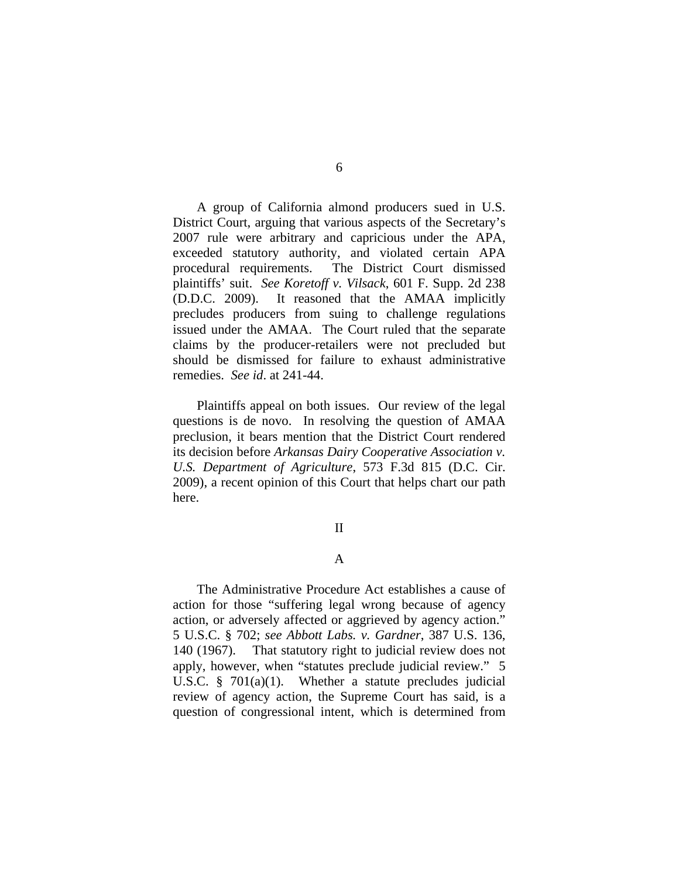A group of California almond producers sued in U.S. District Court, arguing that various aspects of the Secretary's 2007 rule were arbitrary and capricious under the APA, exceeded statutory authority, and violated certain APA procedural requirements. The District Court dismissed plaintiffs' suit. *See Koretoff v. Vilsack*, 601 F. Supp. 2d 238 (D.D.C. 2009). It reasoned that the AMAA implicitly precludes producers from suing to challenge regulations issued under the AMAA. The Court ruled that the separate claims by the producer-retailers were not precluded but should be dismissed for failure to exhaust administrative remedies. *See id*. at 241-44.

Plaintiffs appeal on both issues. Our review of the legal questions is de novo. In resolving the question of AMAA preclusion, it bears mention that the District Court rendered its decision before *Arkansas Dairy Cooperative Association v. U.S. Department of Agriculture*, 573 F.3d 815 (D.C. Cir. 2009), a recent opinion of this Court that helps chart our path here.

## II

### A

The Administrative Procedure Act establishes a cause of action for those "suffering legal wrong because of agency action, or adversely affected or aggrieved by agency action." 5 U.S.C. § 702; *see Abbott Labs. v. Gardner*, 387 U.S. 136, 140 (1967). That statutory right to judicial review does not apply, however, when "statutes preclude judicial review." 5 U.S.C. § 701(a)(1). Whether a statute precludes judicial review of agency action, the Supreme Court has said, is a question of congressional intent, which is determined from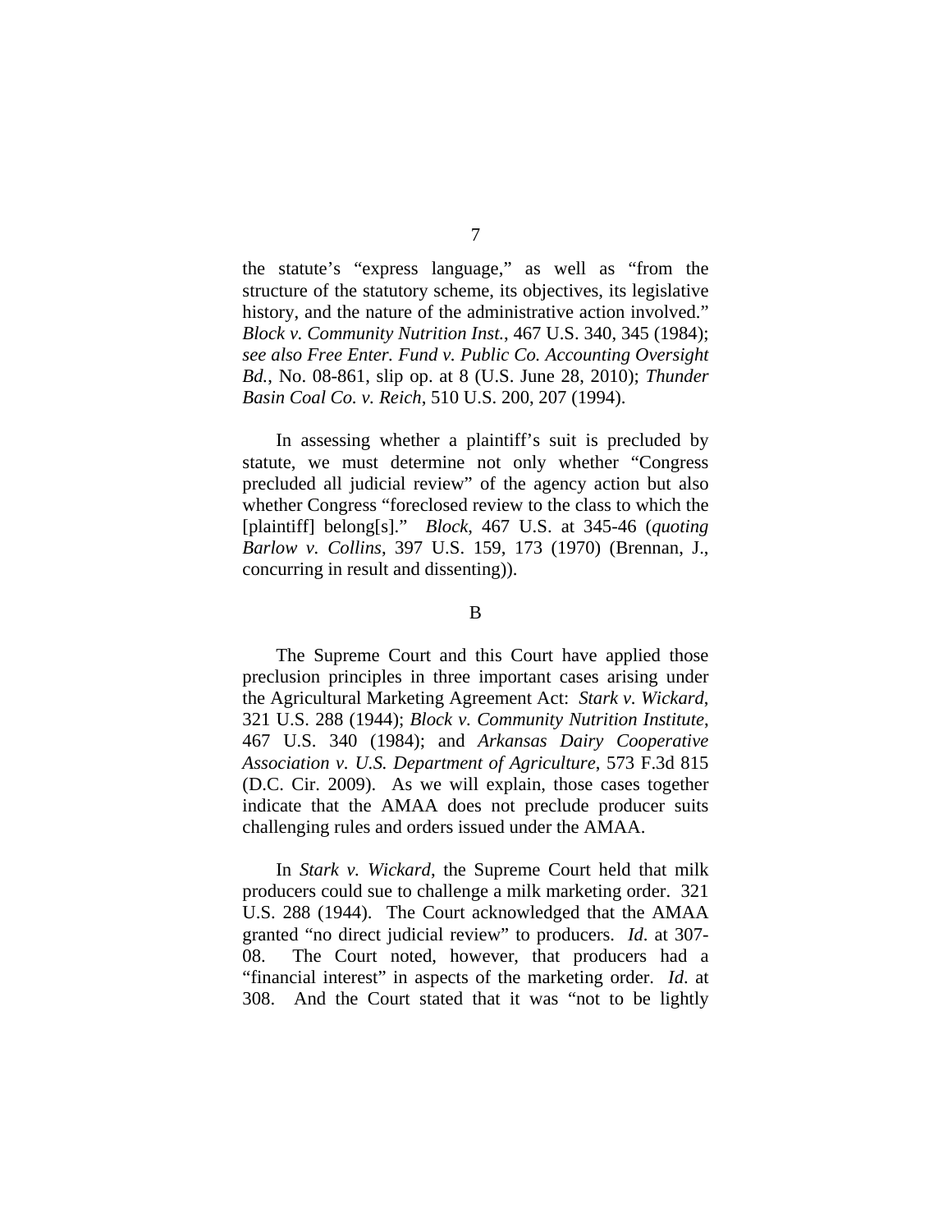the statute's "express language," as well as "from the structure of the statutory scheme, its objectives, its legislative history, and the nature of the administrative action involved." *Block v. Community Nutrition Inst.*, 467 U.S. 340, 345 (1984); *see also Free Enter. Fund v. Public Co. Accounting Oversight Bd.*, No. 08-861, slip op. at 8 (U.S. June 28, 2010); *Thunder Basin Coal Co. v. Reich*, 510 U.S. 200, 207 (1994).

In assessing whether a plaintiff's suit is precluded by statute, we must determine not only whether "Congress precluded all judicial review" of the agency action but also whether Congress "foreclosed review to the class to which the [plaintiff] belong[s]." *Block*, 467 U.S. at 345-46 (*quoting Barlow v. Collins*, 397 U.S. 159, 173 (1970) (Brennan, J., concurring in result and dissenting)).

## B

The Supreme Court and this Court have applied those preclusion principles in three important cases arising under the Agricultural Marketing Agreement Act: *Stark v. Wickard*, 321 U.S. 288 (1944); *Block v. Community Nutrition Institute*, 467 U.S. 340 (1984); and *Arkansas Dairy Cooperative Association v. U.S. Department of Agriculture*, 573 F.3d 815 (D.C. Cir. 2009). As we will explain, those cases together indicate that the AMAA does not preclude producer suits challenging rules and orders issued under the AMAA.

In *Stark v. Wickard*, the Supreme Court held that milk producers could sue to challenge a milk marketing order. 321 U.S. 288 (1944). The Court acknowledged that the AMAA granted "no direct judicial review" to producers. *Id.* at 307-08. The Court noted, however, that producers had a "financial interest" in aspects of the marketing order. *Id.* at 308. And the Court stated that it was "not to be lightly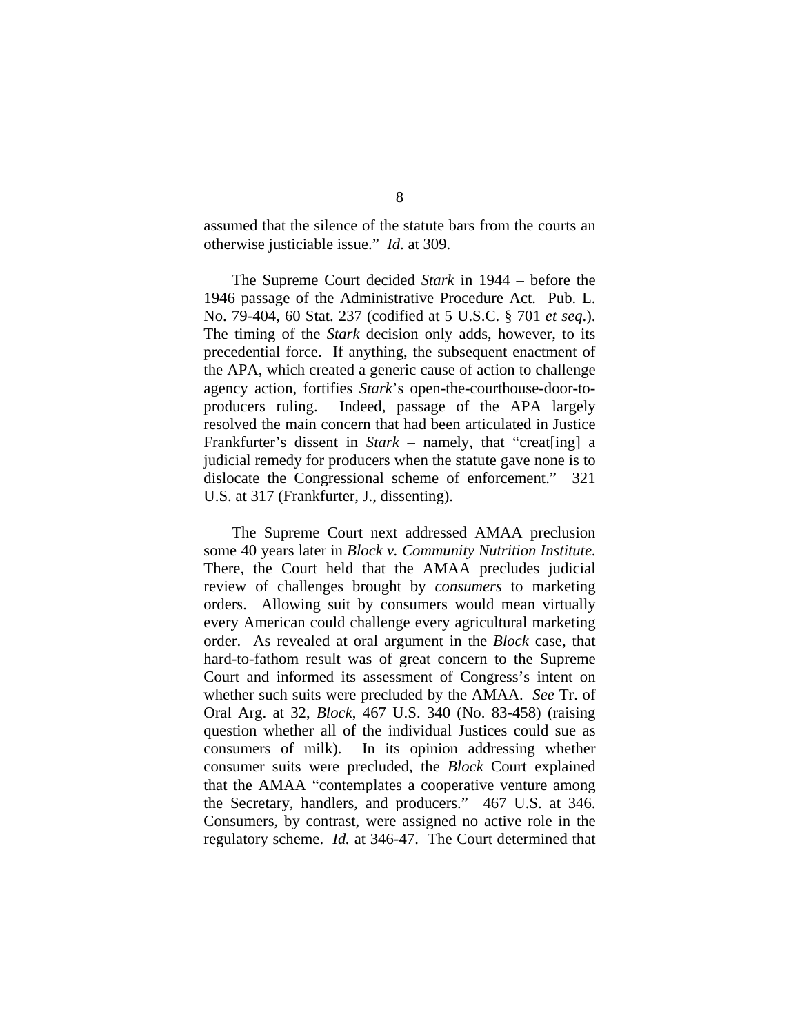assumed that the silence of the statute bars from the courts an otherwise justiciable issue." *Id*. at 309.

The Supreme Court decided *Stark* in 1944 – before the 1946 passage of the Administrative Procedure Act. Pub. L. No. 79-404, 60 Stat. 237 (codified at 5 U.S.C. § 701 *et seq*.). The timing of the *Stark* decision only adds, however, to its precedential force. If anything, the subsequent enactment of the APA, which created a generic cause of action to challenge agency action, fortifies *Stark*'s open-the-courthouse-door-to-producers ruling. Indeed, passage of the APA largely resolved the main concern that had been articulated in Justice Frankfurter's dissent in *Stark* – namely, that "creat[ing] a judicial remedy for producers when the statute gave none is to dislocate the Congressional scheme of enforcement." 321 U.S. at 317 (Frankfurter, J., dissenting).

The Supreme Court next addressed AMAA preclusion some 40 years later in *Block v. Community Nutrition Institute*. There, the Court held that the AMAA precludes judicial review of challenges brought by *consumers* to marketing orders. Allowing suit by consumers would mean virtually every American could challenge every agricultural marketing order. As revealed at oral argument in the *Block* case, that hard-to-fathom result was of great concern to the Supreme Court and informed its assessment of Congress's intent on whether such suits were precluded by the AMAA. *See* Tr. of Oral Arg. at 32, *Block*, 467 U.S. 340 (No. 83-458) (raising question whether all of the individual Justices could sue as consumers of milk). In its opinion addressing whether consumer suits were precluded, the *Block* Court explained that the AMAA "contemplates a cooperative venture among the Secretary, handlers, and producers." 467 U.S. at 346. Consumers, by contrast, were assigned no active role in the regulatory scheme. *Id.* at 346-47. The Court determined that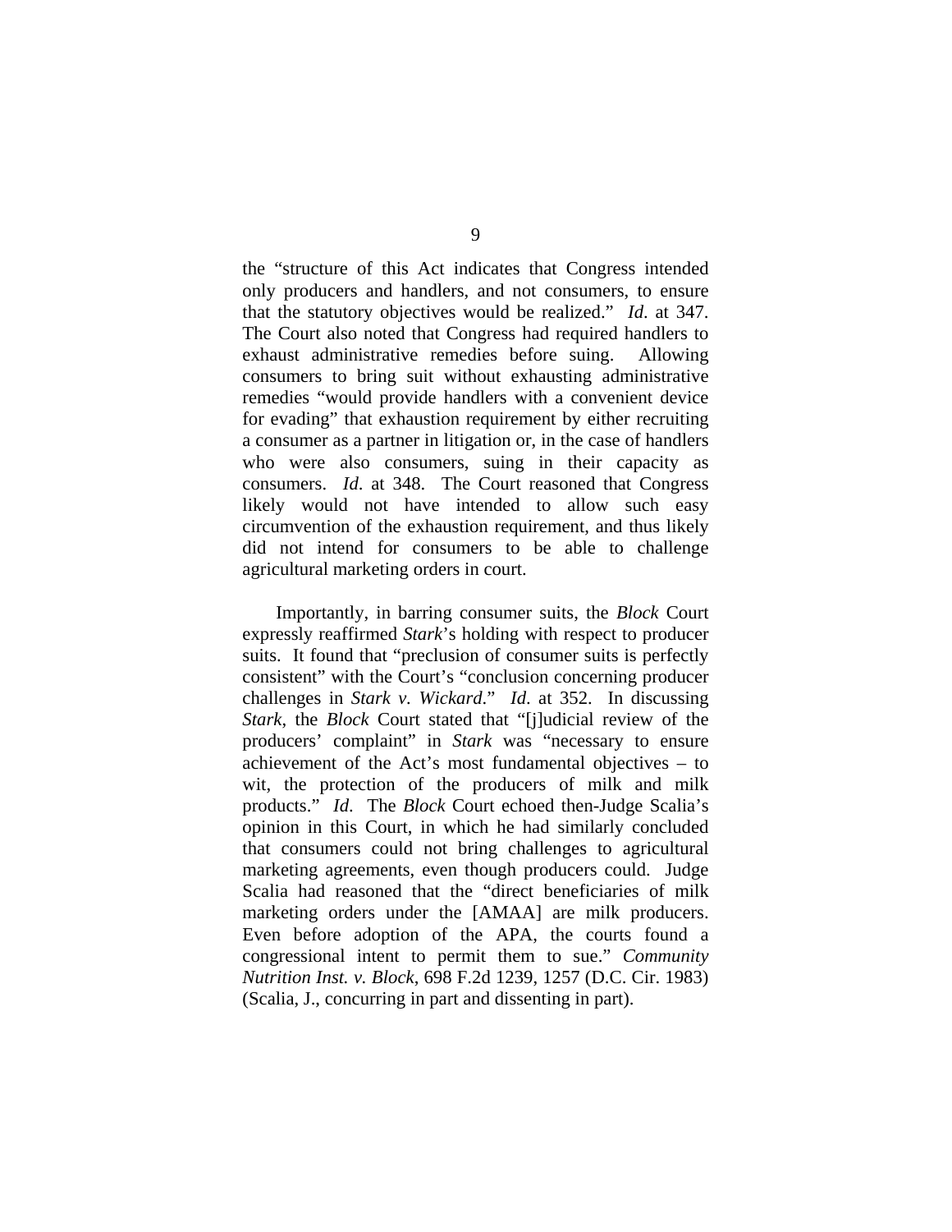the "structure of this Act indicates that Congress intended only producers and handlers, and not consumers, to ensure that the statutory objectives would be realized." *Id*. at 347. The Court also noted that Congress had required handlers to exhaust administrative remedies before suing. Allowing consumers to bring suit without exhausting administrative remedies "would provide handlers with a convenient device for evading" that exhaustion requirement by either recruiting a consumer as a partner in litigation or, in the case of handlers who were also consumers, suing in their capacity as consumers. *Id*. at 348. The Court reasoned that Congress likely would not have intended to allow such easy circumvention of the exhaustion requirement, and thus likely did not intend for consumers to be able to challenge agricultural marketing orders in court.

Importantly, in barring consumer suits, the *Block* Court expressly reaffirmed *Stark*'s holding with respect to producer suits. It found that "preclusion of consumer suits is perfectly consistent" with the Court's "conclusion concerning producer challenges in *Stark v. Wickard*." *Id*. at 352. In discussing *Stark*, the *Block* Court stated that "[j]udicial review of the producers' complaint" in *Stark* was "necessary to ensure achievement of the Act's most fundamental objectives – to wit, the protection of the producers of milk and milk products." *Id*. The *Block* Court echoed then-Judge Scalia's opinion in this Court, in which he had similarly concluded that consumers could not bring challenges to agricultural marketing agreements, even though producers could. Judge Scalia had reasoned that the "direct beneficiaries of milk marketing orders under the [AMAA] are milk producers. Even before adoption of the APA, the courts found a congressional intent to permit them to sue." *Community Nutrition Inst. v. Block*, 698 F.2d 1239, 1257 (D.C. Cir. 1983) (Scalia, J., concurring in part and dissenting in part).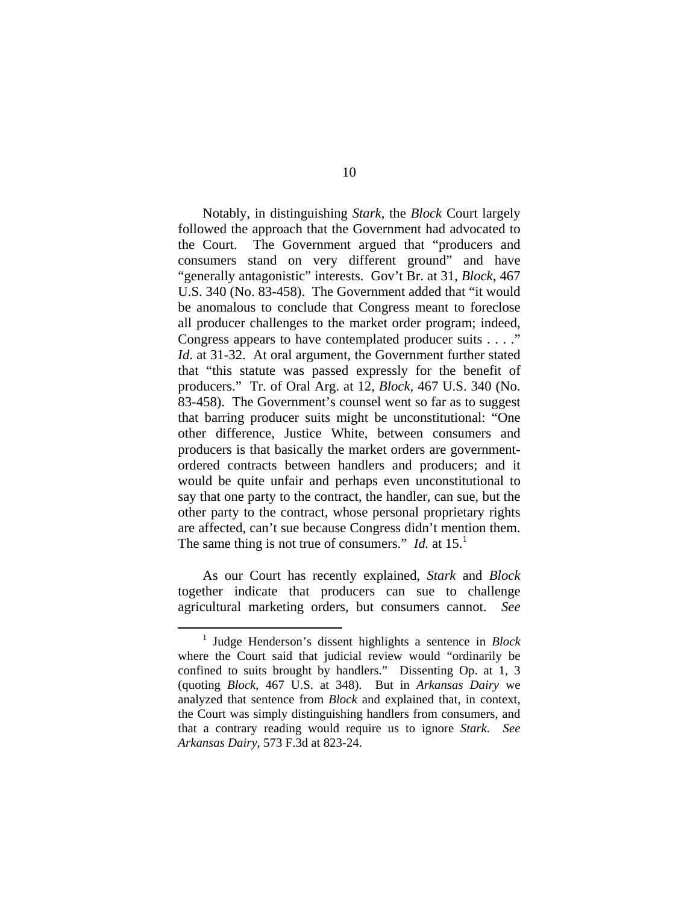Notably, in distinguishing *Stark*, the *Block* Court largely followed the approach that the Government had advocated to the Court. The Government argued that "producers and consumers stand on very different ground" and have "generally antagonistic" interests. Gov't Br. at 31, *Block*, 467 U.S. 340 (No. 83-458). The Government added that "it would be anomalous to conclude that Congress meant to foreclose all producer challenges to the market order program; indeed, Congress appears to have contemplated producer suits . . . ." *Id*. at 31-32. At oral argument, the Government further stated that "this statute was passed expressly for the benefit of producers." Tr. of Oral Arg. at 12, *Block*, 467 U.S. 340 (No. 83-458). The Government's counsel went so far as to suggest that barring producer suits might be unconstitutional: "One other difference, Justice White, between consumers and producers is that basically the market orders are government-ordered contracts between handlers and producers; and it would be quite unfair and perhaps even unconstitutional to say that one party to the contract, the handler, can sue, but the other party to the contract, whose personal proprietary rights are affected, can't sue because Congress didn't mention them. The same thing is not true of consumers." *Id.* at 15.[1]

As our Court has recently explained, *Stark* and *Block* together indicate that producers can sue to challenge agricultural marketing orders, but consumers cannot. *See*

[1] Judge Henderson's dissent highlights a sentence in *Block* where the Court said that judicial review would "ordinarily be confined to suits brought by handlers." Dissenting Op. at 1, 3 (quoting *Block*, 467 U.S. at 348). But in *Arkansas Dairy* we analyzed that sentence from *Block* and explained that, in context, the Court was simply distinguishing handlers from consumers, and that a contrary reading would require us to ignore *Stark*. *See Arkansas Dairy*, 573 F.3d at 823-24.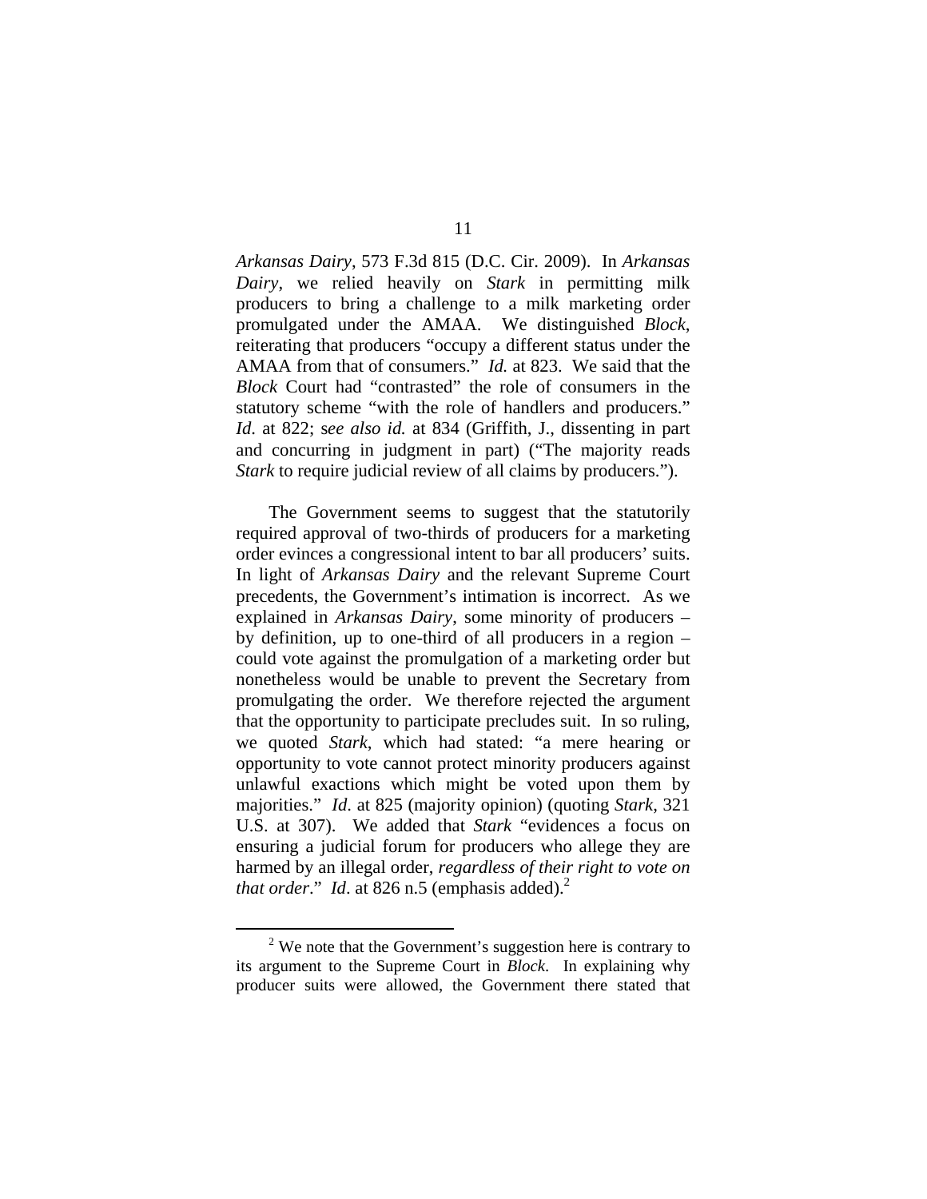*Arkansas Dairy*, 573 F.3d 815 (D.C. Cir. 2009). In *Arkansas Dairy*, we relied heavily on *Stark* in permitting milk producers to bring a challenge to a milk marketing order promulgated under the AMAA. We distinguished *Block*, reiterating that producers "occupy a different status under the AMAA from that of consumers." *Id.* at 823. We said that the *Block* Court had "contrasted" the role of consumers in the statutory scheme "with the role of handlers and producers." *Id*. at 822; s*ee also id.* at 834 (Griffith, J., dissenting in part and concurring in judgment in part) ("The majority reads *Stark* to require judicial review of all claims by producers.").

The Government seems to suggest that the statutorily required approval of two-thirds of producers for a marketing order evinces a congressional intent to bar all producers' suits. In light of *Arkansas Dairy* and the relevant Supreme Court precedents, the Government's intimation is incorrect. As we explained in *Arkansas Dairy*, some minority of producers – by definition, up to one-third of all producers in a region – could vote against the promulgation of a marketing order but nonetheless would be unable to prevent the Secretary from promulgating the order. We therefore rejected the argument that the opportunity to participate precludes suit. In so ruling, we quoted *Stark*, which had stated: "a mere hearing or opportunity to vote cannot protect minority producers against unlawful exactions which might be voted upon them by majorities." *Id.* at 825 (majority opinion) (quoting *Stark*, 321 U.S. at 307). We added that *Stark* "evidences a focus on ensuring a judicial forum for producers who allege they are harmed by an illegal order, *regardless of their right to vote on that order*." *Id*. at 826 n.5 (emphasis added).[2]

[2] We note that the Government's suggestion here is contrary to its argument to the Supreme Court in *Block*. In explaining why producer suits were allowed, the Government there stated that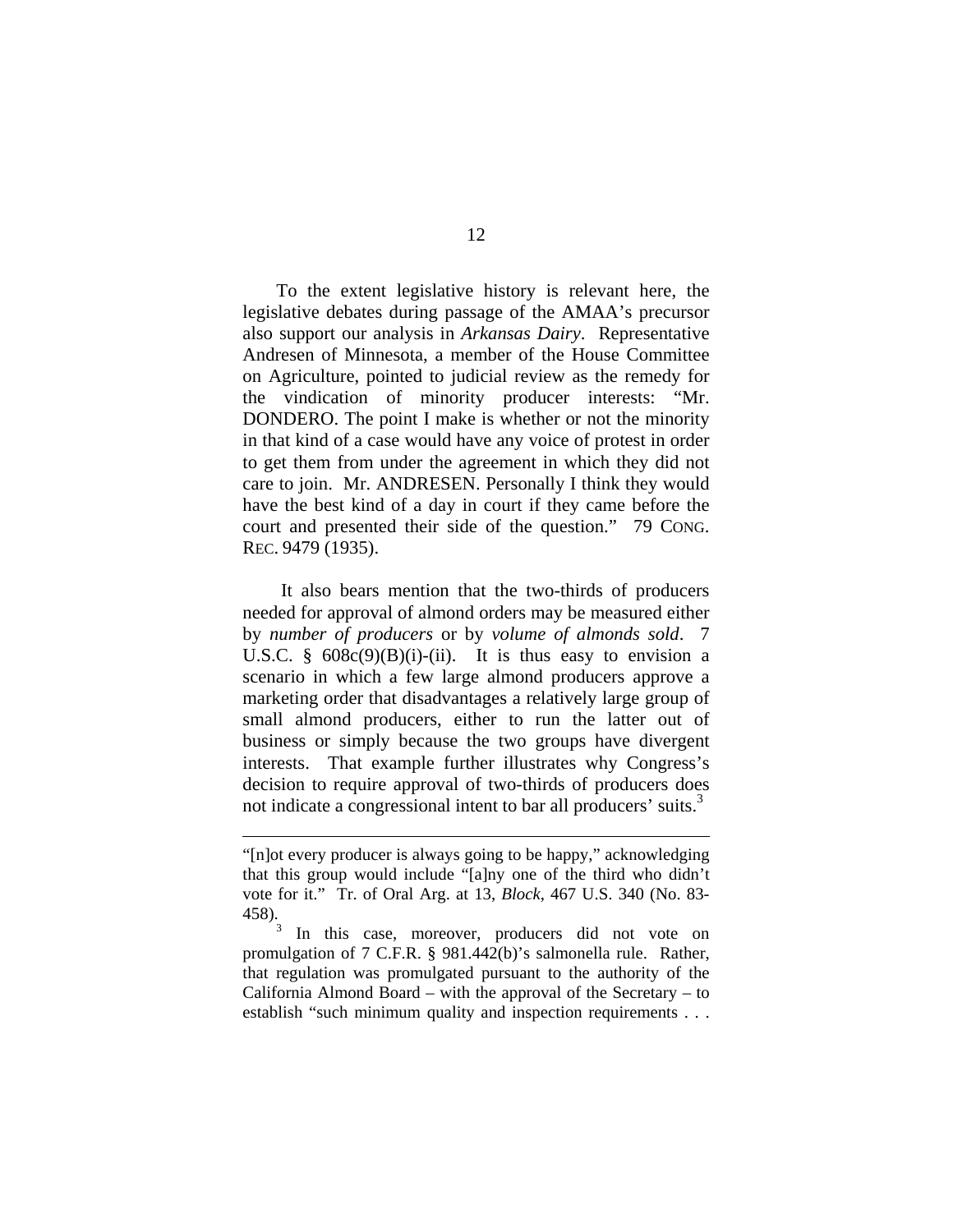To the extent legislative history is relevant here, the legislative debates during passage of the AMAA's precursor also support our analysis in *Arkansas Dairy*. Representative Andresen of Minnesota, a member of the House Committee on Agriculture, pointed to judicial review as the remedy for the vindication of minority producer interests: "Mr. DONDERO. The point I make is whether or not the minority in that kind of a case would have any voice of protest in order to get them from under the agreement in which they did not care to join. Mr. ANDRESEN. Personally I think they would have the best kind of a day in court if they came before the court and presented their side of the question." 79 CONG. REC. 9479 (1935).

It also bears mention that the two-thirds of producers needed for approval of almond orders may be measured either by *number of producers* or by *volume of almonds sold*. 7 U.S.C. § 608c(9)(B)(i)-(ii). It is thus easy to envision a scenario in which a few large almond producers approve a marketing order that disadvantages a relatively large group of small almond producers, either to run the latter out of business or simply because the two groups have divergent interests. That example further illustrates why Congress's decision to require approval of two-thirds of producers does not indicate a congressional intent to bar all producers' suits.[3]

---

"[n]ot every producer is always going to be happy," acknowledging that this group would include "[a]ny one of the third who didn't vote for it." Tr. of Oral Arg. at 13, *Block*, 467 U.S. 340 (No. 83-458).

[3] In this case, moreover, producers did not vote on promulgation of 7 C.F.R. § 981.442(b)'s salmonella rule. Rather, that regulation was promulgated pursuant to the authority of the California Almond Board – with the approval of the Secretary – to establish "such minimum quality and inspection requirements . . .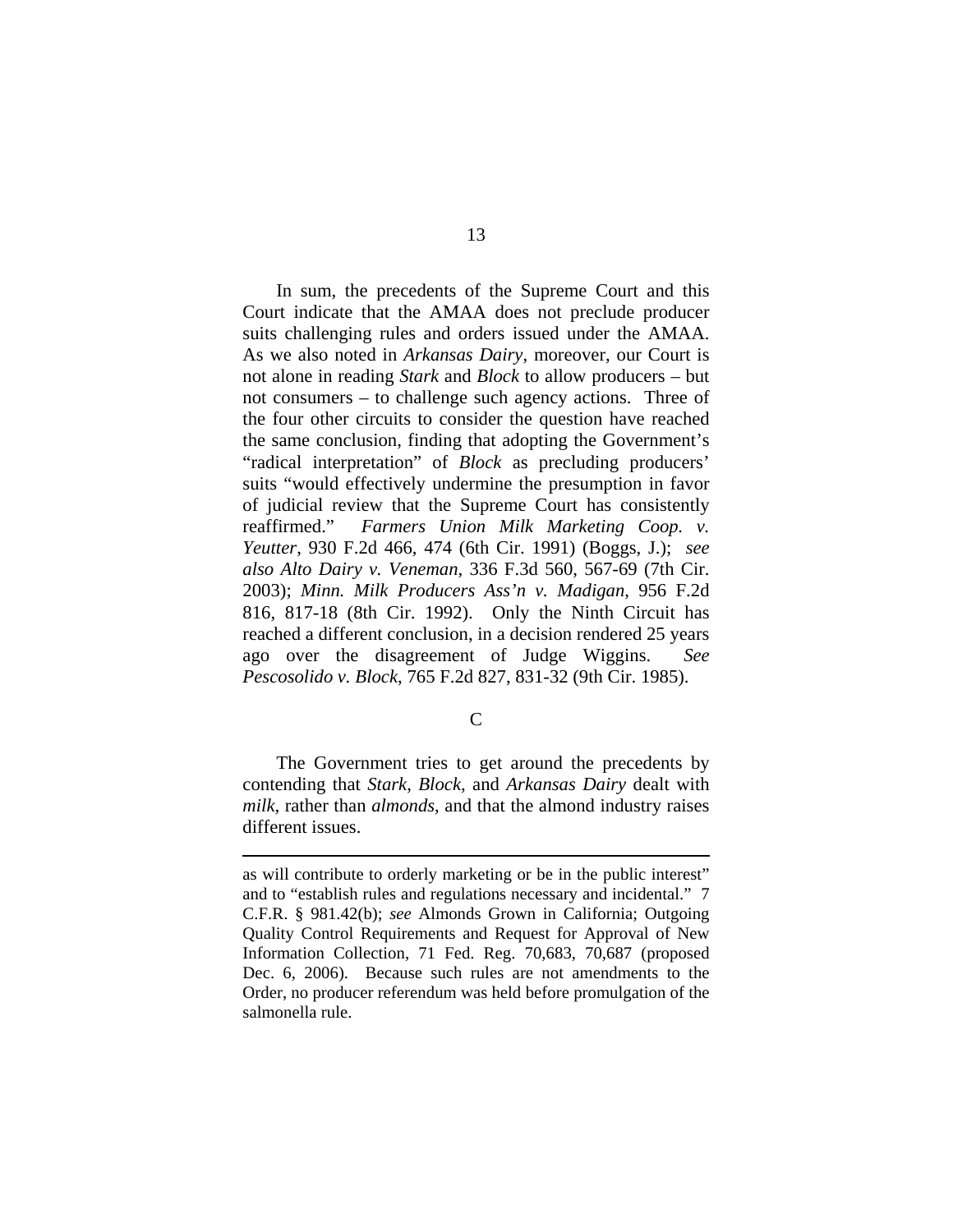In sum, the precedents of the Supreme Court and this Court indicate that the AMAA does not preclude producer suits challenging rules and orders issued under the AMAA. As we also noted in *Arkansas Dairy*, moreover, our Court is not alone in reading *Stark* and *Block* to allow producers – but not consumers – to challenge such agency actions. Three of the four other circuits to consider the question have reached the same conclusion, finding that adopting the Government's "radical interpretation" of *Block* as precluding producers' suits "would effectively undermine the presumption in favor of judicial review that the Supreme Court has consistently reaffirmed." *Farmers Union Milk Marketing Coop. v. Yeutter*, 930 F.2d 466, 474 (6th Cir. 1991) (Boggs, J.); *see also Alto Dairy v. Veneman*, 336 F.3d 560, 567-69 (7th Cir. 2003); *Minn. Milk Producers Ass'n v. Madigan*, 956 F.2d 816, 817-18 (8th Cir. 1992). Only the Ninth Circuit has reached a different conclusion, in a decision rendered 25 years ago over the disagreement of Judge Wiggins. *See Pescosolido v. Block*, 765 F.2d 827, 831-32 (9th Cir. 1985).

### C

The Government tries to get around the precedents by contending that *Stark*, *Block*, and *Arkansas Dairy* dealt with *milk*, rather than *almonds*, and that the almond industry raises different issues.

---

as will contribute to orderly marketing or be in the public interest" and to "establish rules and regulations necessary and incidental." 7 C.F.R. § 981.42(b); *see* Almonds Grown in California; Outgoing Quality Control Requirements and Request for Approval of New Information Collection, 71 Fed. Reg. 70,683, 70,687 (proposed Dec. 6, 2006). Because such rules are not amendments to the Order, no producer referendum was held before promulgation of the salmonella rule.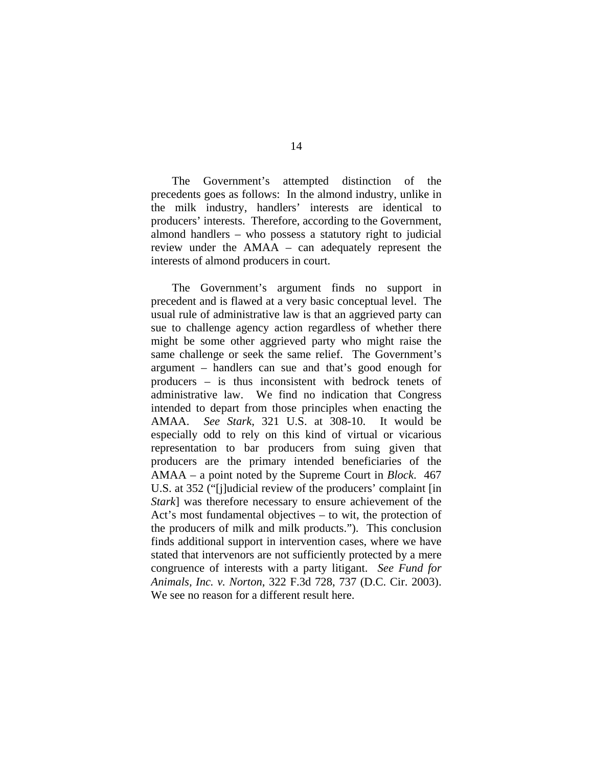The Government's attempted distinction of the precedents goes as follows: In the almond industry, unlike in the milk industry, handlers' interests are identical to producers' interests. Therefore, according to the Government, almond handlers – who possess a statutory right to judicial review under the AMAA – can adequately represent the interests of almond producers in court.

The Government's argument finds no support in precedent and is flawed at a very basic conceptual level. The usual rule of administrative law is that an aggrieved party can sue to challenge agency action regardless of whether there might be some other aggrieved party who might raise the same challenge or seek the same relief. The Government's argument – handlers can sue and that's good enough for producers – is thus inconsistent with bedrock tenets of administrative law. We find no indication that Congress intended to depart from those principles when enacting the AMAA. *See Stark*, 321 U.S. at 308-10. It would be especially odd to rely on this kind of virtual or vicarious representation to bar producers from suing given that producers are the primary intended beneficiaries of the AMAA – a point noted by the Supreme Court in *Block*. 467 U.S. at 352 ("[j]udicial review of the producers' complaint [in *Stark*] was therefore necessary to ensure achievement of the Act's most fundamental objectives – to wit, the protection of the producers of milk and milk products."). This conclusion finds additional support in intervention cases, where we have stated that intervenors are not sufficiently protected by a mere congruence of interests with a party litigant. *See Fund for Animals, Inc. v. Norton*, 322 F.3d 728, 737 (D.C. Cir. 2003). We see no reason for a different result here.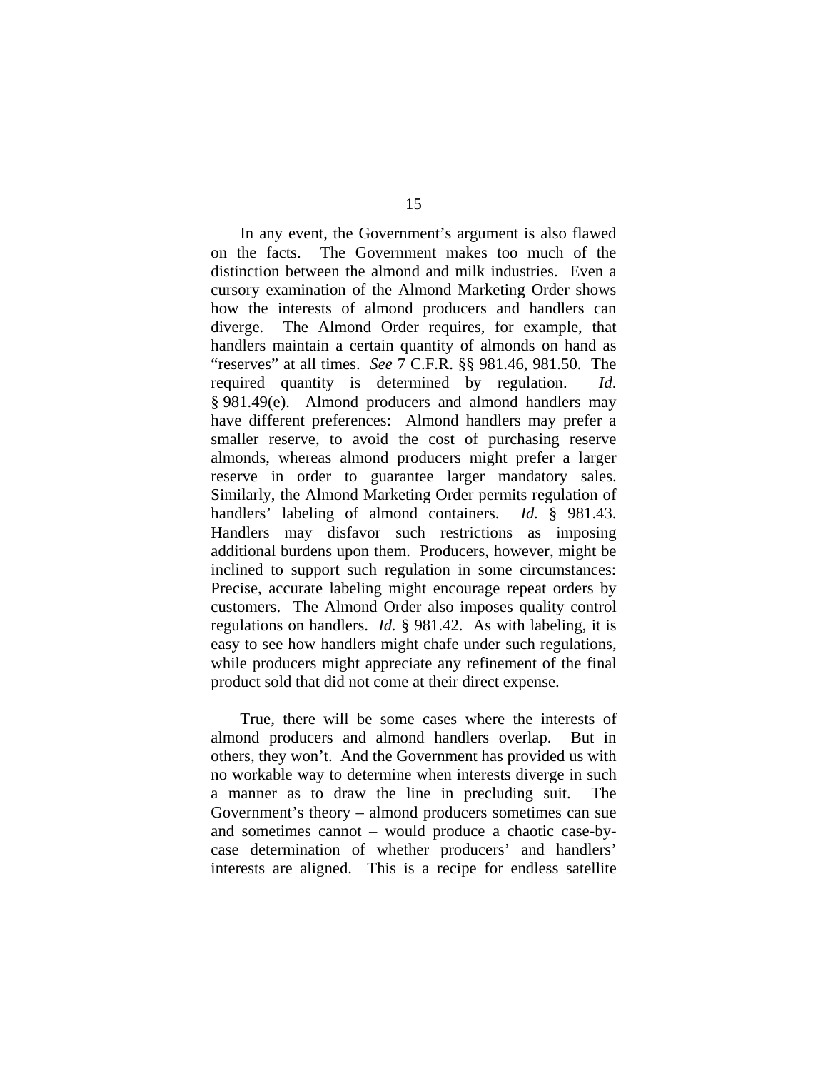In any event, the Government's argument is also flawed on the facts. The Government makes too much of the distinction between the almond and milk industries. Even a cursory examination of the Almond Marketing Order shows how the interests of almond producers and handlers can diverge. The Almond Order requires, for example, that handlers maintain a certain quantity of almonds on hand as "reserves" at all times. *See* 7 C.F.R. §§ 981.46, 981.50. The required quantity is determined by regulation. *Id.* § 981.49(e). Almond producers and almond handlers may have different preferences: Almond handlers may prefer a smaller reserve, to avoid the cost of purchasing reserve almonds, whereas almond producers might prefer a larger reserve in order to guarantee larger mandatory sales. Similarly, the Almond Marketing Order permits regulation of handlers' labeling of almond containers. *Id.* § 981.43. Handlers may disfavor such restrictions as imposing additional burdens upon them. Producers, however, might be inclined to support such regulation in some circumstances: Precise, accurate labeling might encourage repeat orders by customers. The Almond Order also imposes quality control regulations on handlers. *Id.* § 981.42. As with labeling, it is easy to see how handlers might chafe under such regulations, while producers might appreciate any refinement of the final product sold that did not come at their direct expense.

True, there will be some cases where the interests of almond producers and almond handlers overlap. But in others, they won't. And the Government has provided us with no workable way to determine when interests diverge in such a manner as to draw the line in precluding suit. The Government's theory – almond producers sometimes can sue and sometimes cannot – would produce a chaotic case-by-case determination of whether producers' and handlers' interests are aligned. This is a recipe for endless satellite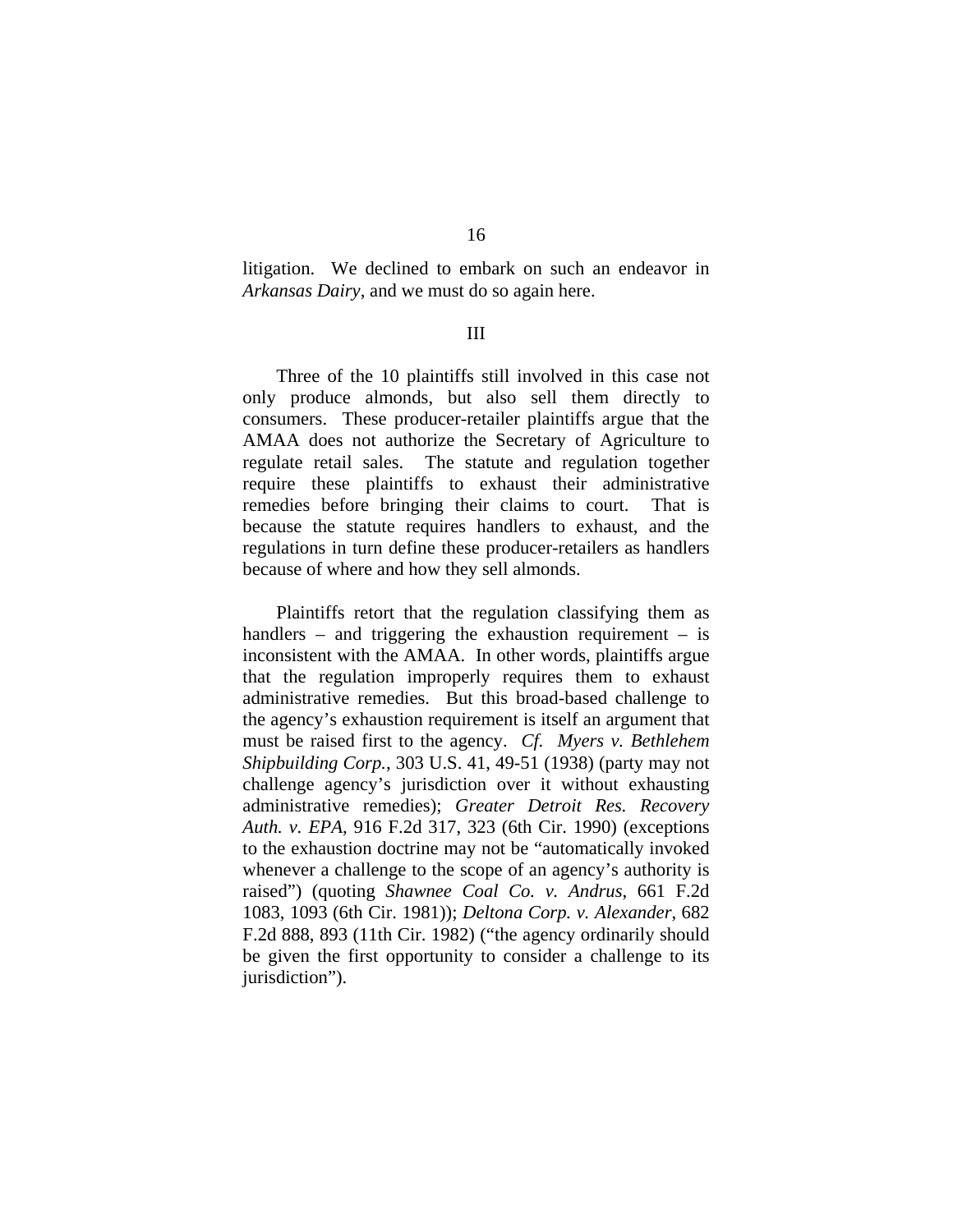litigation. We declined to embark on such an endeavor in *Arkansas Dairy*, and we must do so again here.

## III

Three of the 10 plaintiffs still involved in this case not only produce almonds, but also sell them directly to consumers. These producer-retailer plaintiffs argue that the AMAA does not authorize the Secretary of Agriculture to regulate retail sales. The statute and regulation together require these plaintiffs to exhaust their administrative remedies before bringing their claims to court. That is because the statute requires handlers to exhaust, and the regulations in turn define these producer-retailers as handlers because of where and how they sell almonds.

Plaintiffs retort that the regulation classifying them as handlers – and triggering the exhaustion requirement – is inconsistent with the AMAA. In other words, plaintiffs argue that the regulation improperly requires them to exhaust administrative remedies. But this broad-based challenge to the agency's exhaustion requirement is itself an argument that must be raised first to the agency. *Cf. Myers v. Bethlehem Shipbuilding Corp.*, 303 U.S. 41, 49-51 (1938) (party may not challenge agency's jurisdiction over it without exhausting administrative remedies); *Greater Detroit Res. Recovery Auth. v. EPA*, 916 F.2d 317, 323 (6th Cir. 1990) (exceptions to the exhaustion doctrine may not be "automatically invoked whenever a challenge to the scope of an agency's authority is raised") (quoting *Shawnee Coal Co. v. Andrus*, 661 F.2d 1083, 1093 (6th Cir. 1981)); *Deltona Corp. v. Alexander*, 682 F.2d 888, 893 (11th Cir. 1982) ("the agency ordinarily should be given the first opportunity to consider a challenge to its jurisdiction").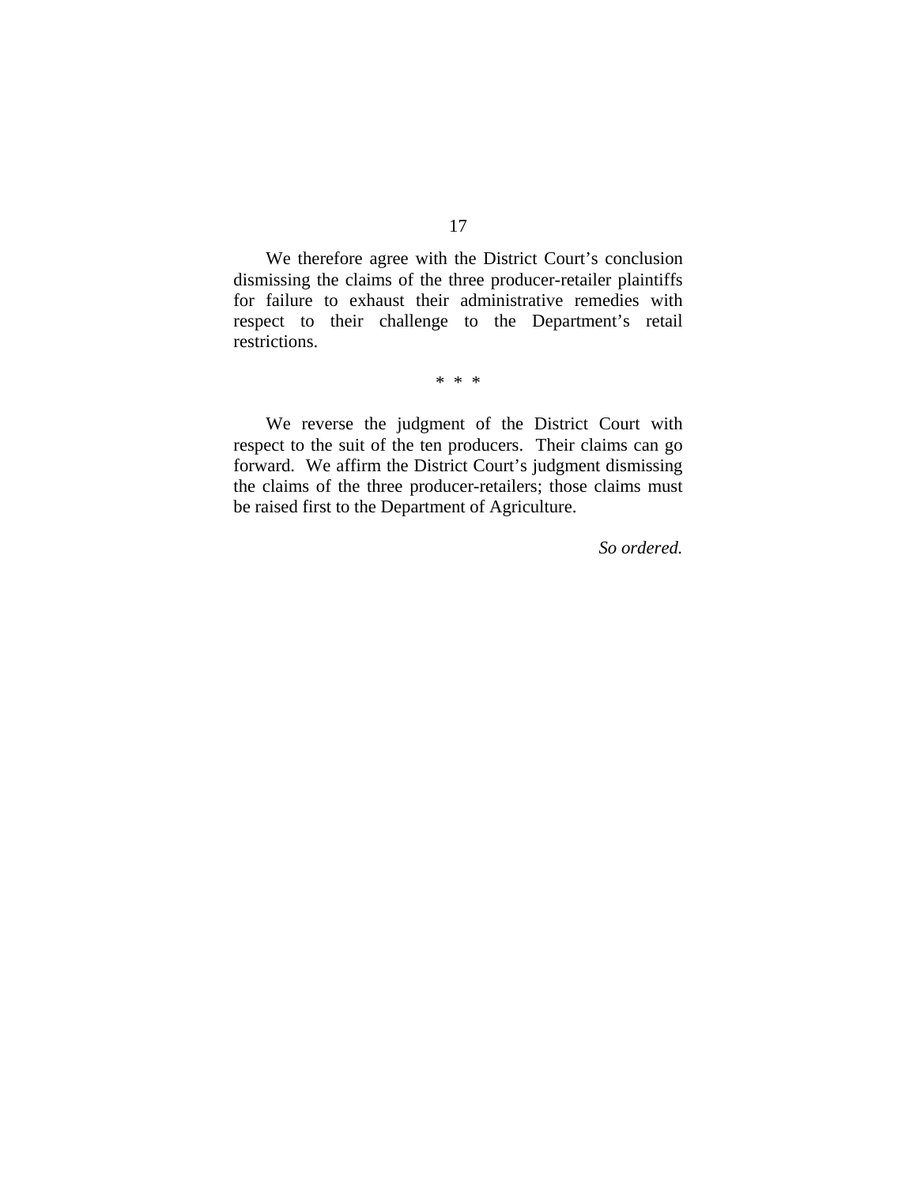We therefore agree with the District Court's conclusion dismissing the claims of the three producer-retailer plaintiffs for failure to exhaust their administrative remedies with respect to their challenge to the Department's retail restrictions.

\* \* \*

We reverse the judgment of the District Court with respect to the suit of the ten producers. Their claims can go forward. We affirm the District Court's judgment dismissing the claims of the three producer-retailers; those claims must be raised first to the Department of Agriculture.

*So ordered.*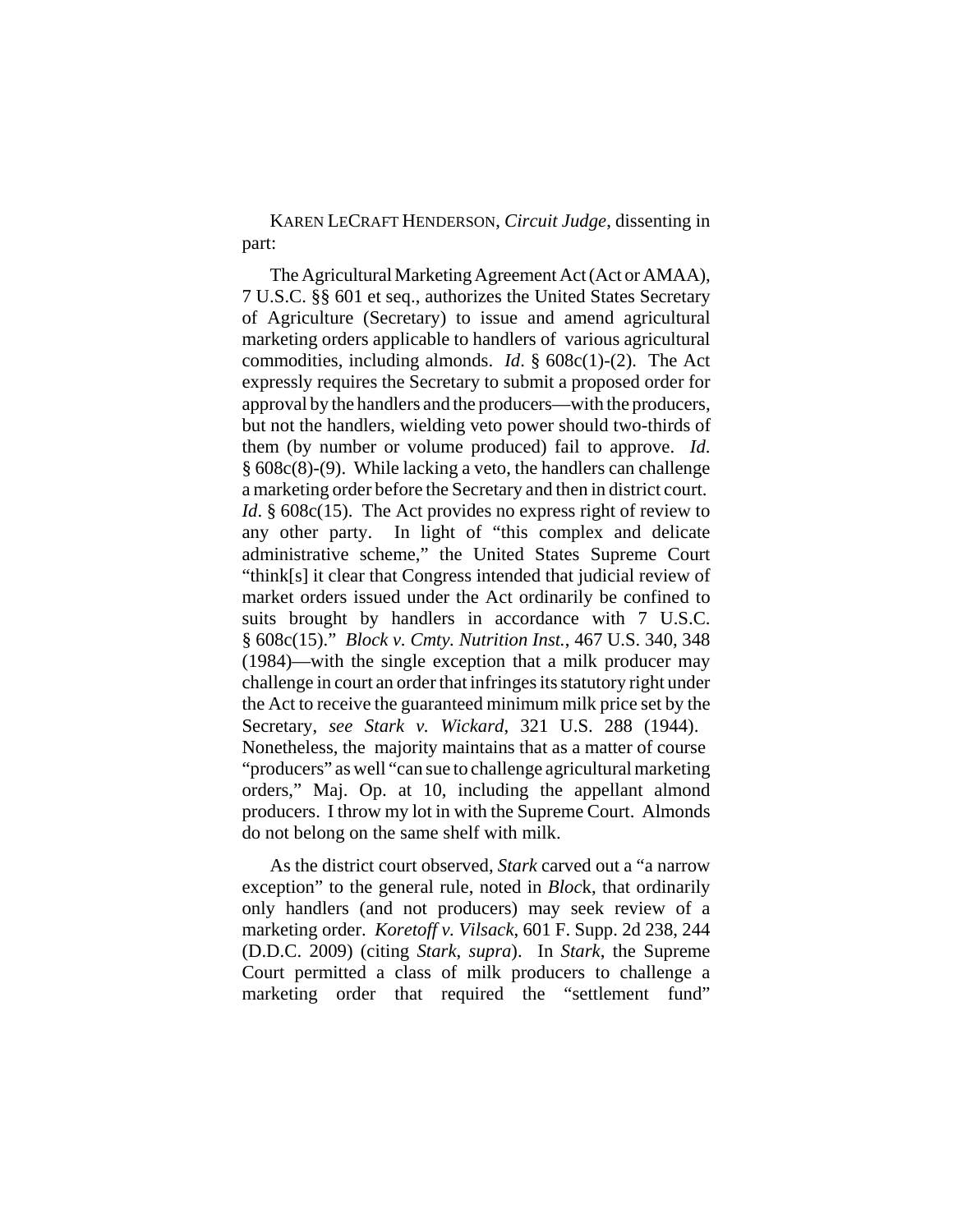KAREN LECRAFT HENDERSON, *Circuit Judge*, dissenting in part:

The Agricultural Marketing Agreement Act (Act or AMAA), 7 U.S.C. §§ 601 et seq., authorizes the United States Secretary of Agriculture (Secretary) to issue and amend agricultural marketing orders applicable to handlers of various agricultural commodities, including almonds. *Id*. § 608c(1)-(2). The Act expressly requires the Secretary to submit a proposed order for approval by the handlers and the producers—with the producers, but not the handlers, wielding veto power should two-thirds of them (by number or volume produced) fail to approve. *Id*. § 608c(8)-(9). While lacking a veto, the handlers can challenge a marketing order before the Secretary and then in district court. *Id*. § 608c(15). The Act provides no express right of review to any other party. In light of "this complex and delicate administrative scheme," the United States Supreme Court "think[s] it clear that Congress intended that judicial review of market orders issued under the Act ordinarily be confined to suits brought by handlers in accordance with 7 U.S.C. § 608c(15)." *Block v. Cmty. Nutrition Inst.*, 467 U.S. 340, 348 (1984)—with the single exception that a milk producer may challenge in court an order that infringes its statutory right under the Act to receive the guaranteed minimum milk price set by the Secretary, *see Stark v. Wickard*, 321 U.S. 288 (1944). Nonetheless, the majority maintains that as a matter of course "producers" as well "can sue to challenge agricultural marketing orders," Maj. Op. at 10, including the appellant almond producers. I throw my lot in with the Supreme Court. Almonds do not belong on the same shelf with milk.

As the district court observed, *Stark* carved out a "a narrow exception" to the general rule, noted in *Block*, that ordinarily only handlers (and not producers) may seek review of a marketing order. *Koretoff v. Vilsack*, 601 F. Supp. 2d 238, 244 (D.D.C. 2009) (citing *Stark*, *supra*). In *Stark*, the Supreme Court permitted a class of milk producers to challenge a marketing order that required the "settlement fund"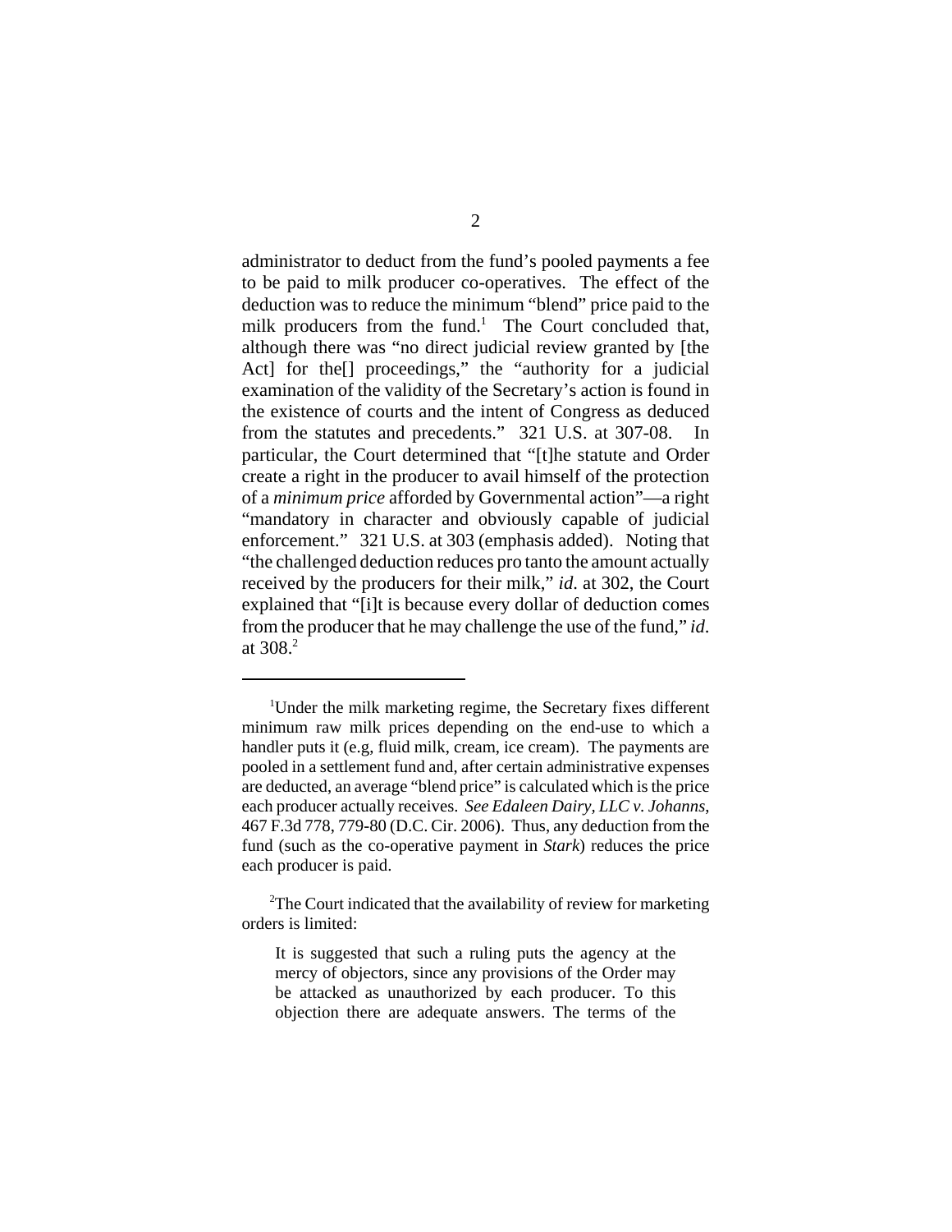administrator to deduct from the fund's pooled payments a fee to be paid to milk producer co-operatives. The effect of the deduction was to reduce the minimum "blend" price paid to the milk producers from the fund.[1] The Court concluded that, although there was "no direct judicial review granted by [the Act] for the[] proceedings," the "authority for a judicial examination of the validity of the Secretary's action is found in the existence of courts and the intent of Congress as deduced from the statutes and precedents." 321 U.S. at 307-08. In particular, the Court determined that "[t]he statute and Order create a right in the producer to avail himself of the protection of a *minimum price* afforded by Governmental action"—a right "mandatory in character and obviously capable of judicial enforcement." 321 U.S. at 303 (emphasis added). Noting that "the challenged deduction reduces pro tanto the amount actually received by the producers for their milk," *id.* at 302, the Court explained that "[i]t is because every dollar of deduction comes from the producer that he may challenge the use of the fund," *id.* at 308.[2]

---

[1]Under the milk marketing regime, the Secretary fixes different minimum raw milk prices depending on the end-use to which a handler puts it (e.g, fluid milk, cream, ice cream). The payments are pooled in a settlement fund and, after certain administrative expenses are deducted, an average "blend price" is calculated which is the price each producer actually receives. *See Edaleen Dairy, LLC v. Johanns*, 467 F.3d 778, 779-80 (D.C. Cir. 2006). Thus, any deduction from the fund (such as the co-operative payment in *Stark*) reduces the price each producer is paid.

[2]The Court indicated that the availability of review for marketing orders is limited:

> It is suggested that such a ruling puts the agency at the mercy of objectors, since any provisions of the Order may be attacked as unauthorized by each producer. To this objection there are adequate answers. The terms of the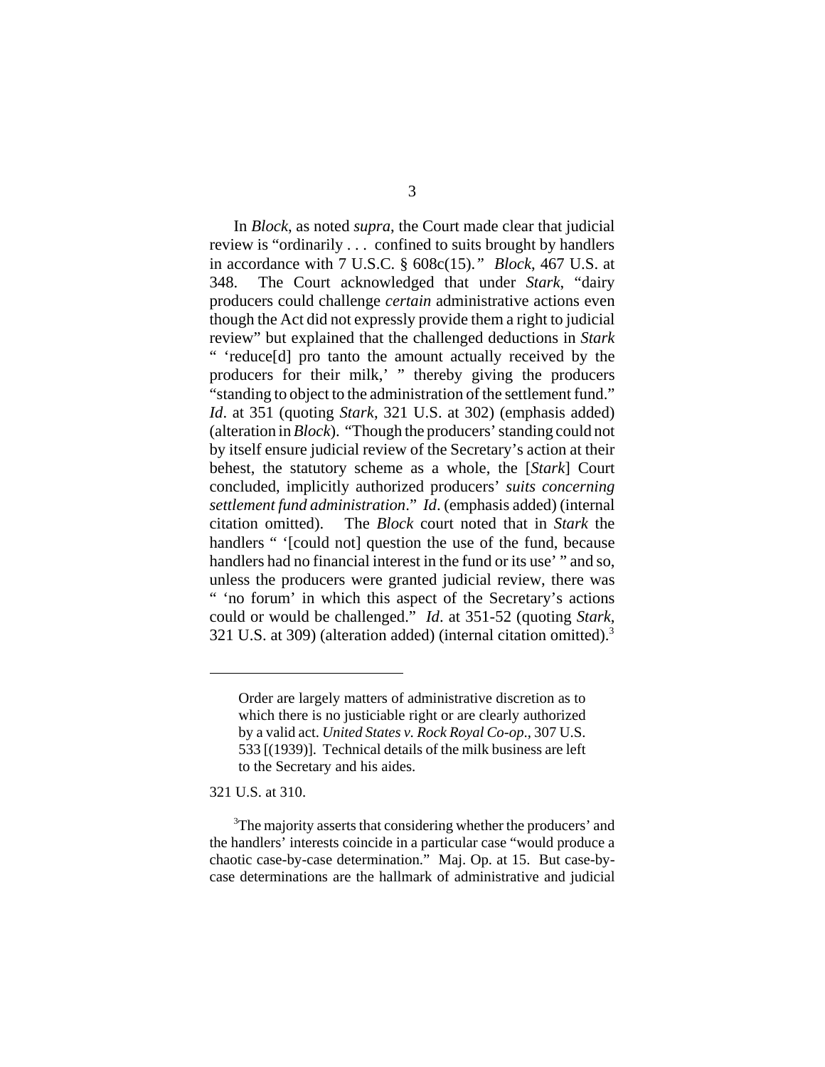In *Block*, as noted *supra*, the Court made clear that judicial review is "ordinarily . . . confined to suits brought by handlers in accordance with 7 U.S.C. § 608c(15)." *Block*, 467 U.S. at 348. The Court acknowledged that under *Stark*, "dairy producers could challenge *certain* administrative actions even though the Act did not expressly provide them a right to judicial review" but explained that the challenged deductions in *Stark* " 'reduce[d] pro tanto the amount actually received by the producers for their milk,' " thereby giving the producers "standing to object to the administration of the settlement fund." *Id*. at 351 (quoting *Stark*, 321 U.S. at 302) (emphasis added) (alteration in *Block*). "Though the producers' standing could not by itself ensure judicial review of the Secretary's action at their behest, the statutory scheme as a whole, the [*Stark*] Court concluded, implicitly authorized producers' *suits concerning settlement fund administration*." *Id*. (emphasis added) (internal citation omitted). The *Block* court noted that in *Stark* the handlers " '[could not] question the use of the fund, because handlers had no financial interest in the fund or its use' " and so, unless the producers were granted judicial review, there was " 'no forum' in which this aspect of the Secretary's actions could or would be challenged." *Id*. at 351-52 (quoting *Stark*, 321 U.S. at 309) (alteration added) (internal citation omitted).[3]

---

> Order are largely matters of administrative discretion as to which there is no justiciable right or are clearly authorized by a valid act. *United States v. Rock Royal Co-op*., 307 U.S. 533 [(1939)]. Technical details of the milk business are left to the Secretary and his aides.

321 U.S. at 310.

[3]The majority asserts that considering whether the producers' and the handlers' interests coincide in a particular case "would produce a chaotic case-by-case determination." Maj. Op. at 15. But case-by-case determinations are the hallmark of administrative and judicial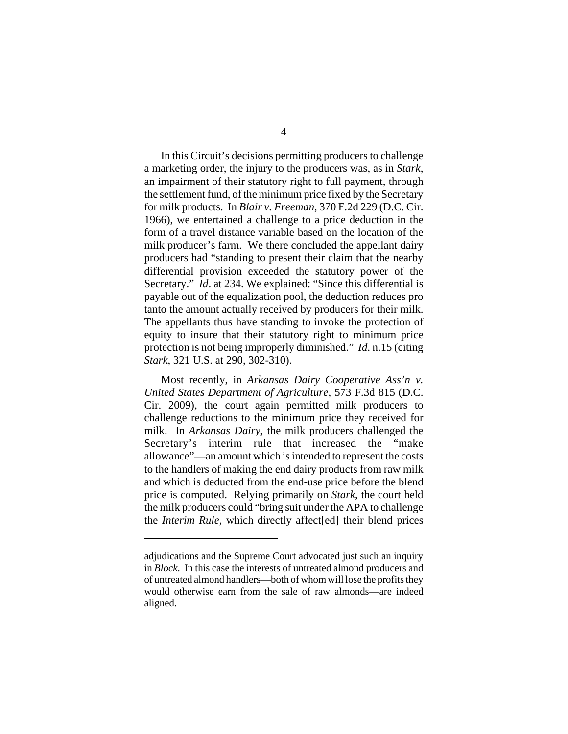In this Circuit's decisions permitting producers to challenge a marketing order, the injury to the producers was, as in *Stark*, an impairment of their statutory right to full payment, through the settlement fund, of the minimum price fixed by the Secretary for milk products. In *Blair v. Freeman*, 370 F.2d 229 (D.C. Cir. 1966), we entertained a challenge to a price deduction in the form of a travel distance variable based on the location of the milk producer's farm. We there concluded the appellant dairy producers had "standing to present their claim that the nearby differential provision exceeded the statutory power of the Secretary." *Id*. at 234. We explained: "Since this differential is payable out of the equalization pool, the deduction reduces pro tanto the amount actually received by producers for their milk. The appellants thus have standing to invoke the protection of equity to insure that their statutory right to minimum price protection is not being improperly diminished." *Id*. n.15 (citing *Stark*, 321 U.S. at 290, 302-310).

Most recently, in *Arkansas Dairy Cooperative Ass'n v. United States Department of Agriculture*, 573 F.3d 815 (D.C. Cir. 2009), the court again permitted milk producers to challenge reductions to the minimum price they received for milk. In *Arkansas Dairy*, the milk producers challenged the Secretary's interim rule that increased the "make allowance"—an amount which is intended to represent the costs to the handlers of making the end dairy products from raw milk and which is deducted from the end-use price before the blend price is computed. Relying primarily on *Stark*, the court held the milk producers could "bring suit under the APA to challenge the *Interim Rule*, which directly affect[ed] their blend prices

---

adjudications and the Supreme Court advocated just such an inquiry in *Block*. In this case the interests of untreated almond producers and of untreated almond handlers—both of whom will lose the profits they would otherwise earn from the sale of raw almonds—are indeed aligned.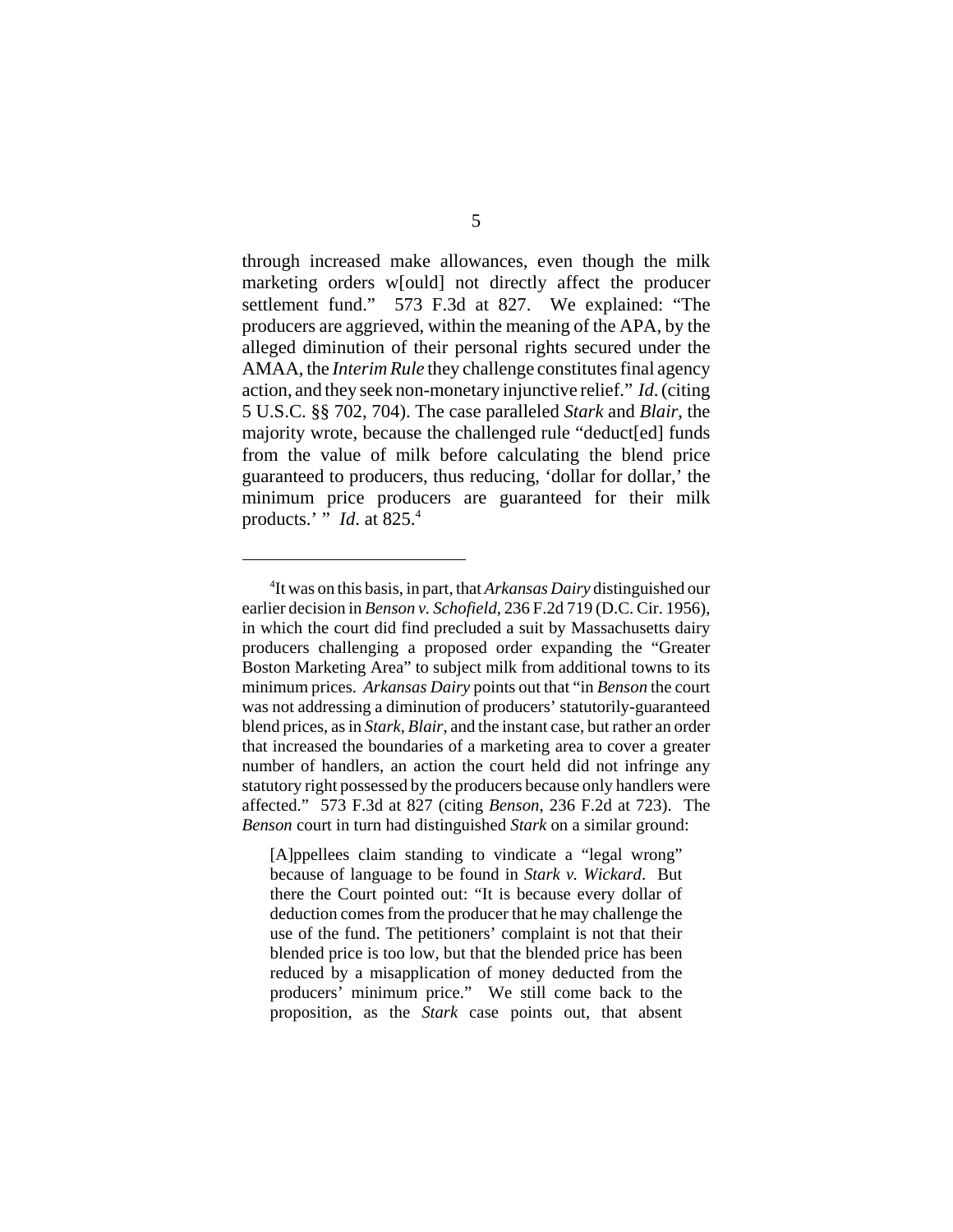through increased make allowances, even though the milk marketing orders w[ould] not directly affect the producer settlement fund." 573 F.3d at 827. We explained: "The producers are aggrieved, within the meaning of the APA, by the alleged diminution of their personal rights secured under the AMAA, the *Interim Rule* they challenge constitutes final agency action, and they seek non-monetary injunctive relief." *Id*. (citing 5 U.S.C. §§ 702, 704). The case paralleled *Stark* and *Blair*, the majority wrote, because the challenged rule "deduct[ed] funds from the value of milk before calculating the blend price guaranteed to producers, thus reducing, 'dollar for dollar,' the minimum price producers are guaranteed for their milk products.' " *Id*. at 825.[4]

---

[4]It was on this basis, in part, that *Arkansas Dairy* distinguished our earlier decision in *Benson v. Schofield*, 236 F.2d 719 (D.C. Cir. 1956), in which the court did find precluded a suit by Massachusetts dairy producers challenging a proposed order expanding the "Greater Boston Marketing Area" to subject milk from additional towns to its minimum prices. *Arkansas Dairy* points out that "in *Benson* the court was not addressing a diminution of producers' statutorily-guaranteed blend prices, as in *Stark*, *Blair*, and the instant case, but rather an order that increased the boundaries of a marketing area to cover a greater number of handlers, an action the court held did not infringe any statutory right possessed by the producers because only handlers were affected." 573 F.3d at 827 (citing *Benson*, 236 F.2d at 723). The *Benson* court in turn had distinguished *Stark* on a similar ground:

> [A]ppellees claim standing to vindicate a "legal wrong" because of language to be found in *Stark v. Wickard*. But there the Court pointed out: "It is because every dollar of deduction comes from the producer that he may challenge the use of the fund. The petitioners' complaint is not that their blended price is too low, but that the blended price has been reduced by a misapplication of money deducted from the producers' minimum price." We still come back to the proposition, as the *Stark* case points out, that absent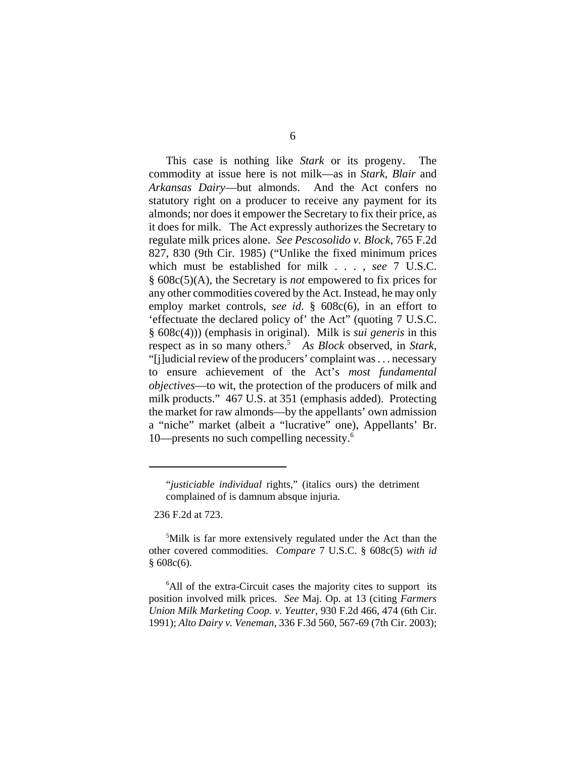This case is nothing like *Stark* or its progeny. The commodity at issue here is not milk—as in *Stark*, *Blair* and *Arkansas Dairy*—but almonds. And the Act confers no statutory right on a producer to receive any payment for its almonds; nor does it empower the Secretary to fix their price, as it does for milk. The Act expressly authorizes the Secretary to regulate milk prices alone. *See Pescosolido v. Block*, 765 F.2d 827, 830 (9th Cir. 1985) ("Unlike the fixed minimum prices which must be established for milk . . . , *see* 7 U.S.C. § 608c(5)(A), the Secretary is *not* empowered to fix prices for any other commodities covered by the Act. Instead, he may only employ market controls, *see id*. § 608c(6), in an effort to 'effectuate the declared policy of' the Act" (quoting 7 U.S.C. § 608c(4))) (emphasis in original). Milk is *sui generis* in this respect as in so many others.[5] *As Block* observed, in *Stark*, "[j]udicial review of the producers' complaint was . . . necessary to ensure achievement of the Act's *most fundamental objectives*—to wit, the protection of the producers of milk and milk products." 467 U.S. at 351 (emphasis added). Protecting the market for raw almonds—by the appellants' own admission a "niche" market (albeit a "lucrative" one), Appellants' Br. 10—presents no such compelling necessity.[6]

---

"*justiciable individual* rights," (italics ours) the detriment complained of is damnum absque injuria.

236 F.2d at 723.

[5]Milk is far more extensively regulated under the Act than the other covered commodities. *Compare* 7 U.S.C. § 608c(5) *with id* § 608c(6).

[6]All of the extra-Circuit cases the majority cites to support its position involved milk prices. *See* Maj. Op. at 13 (citing *Farmers Union Milk Marketing Coop. v. Yeutter*, 930 F.2d 466, 474 (6th Cir. 1991); *Alto Dairy v. Veneman*, 336 F.3d 560, 567-69 (7th Cir. 2003);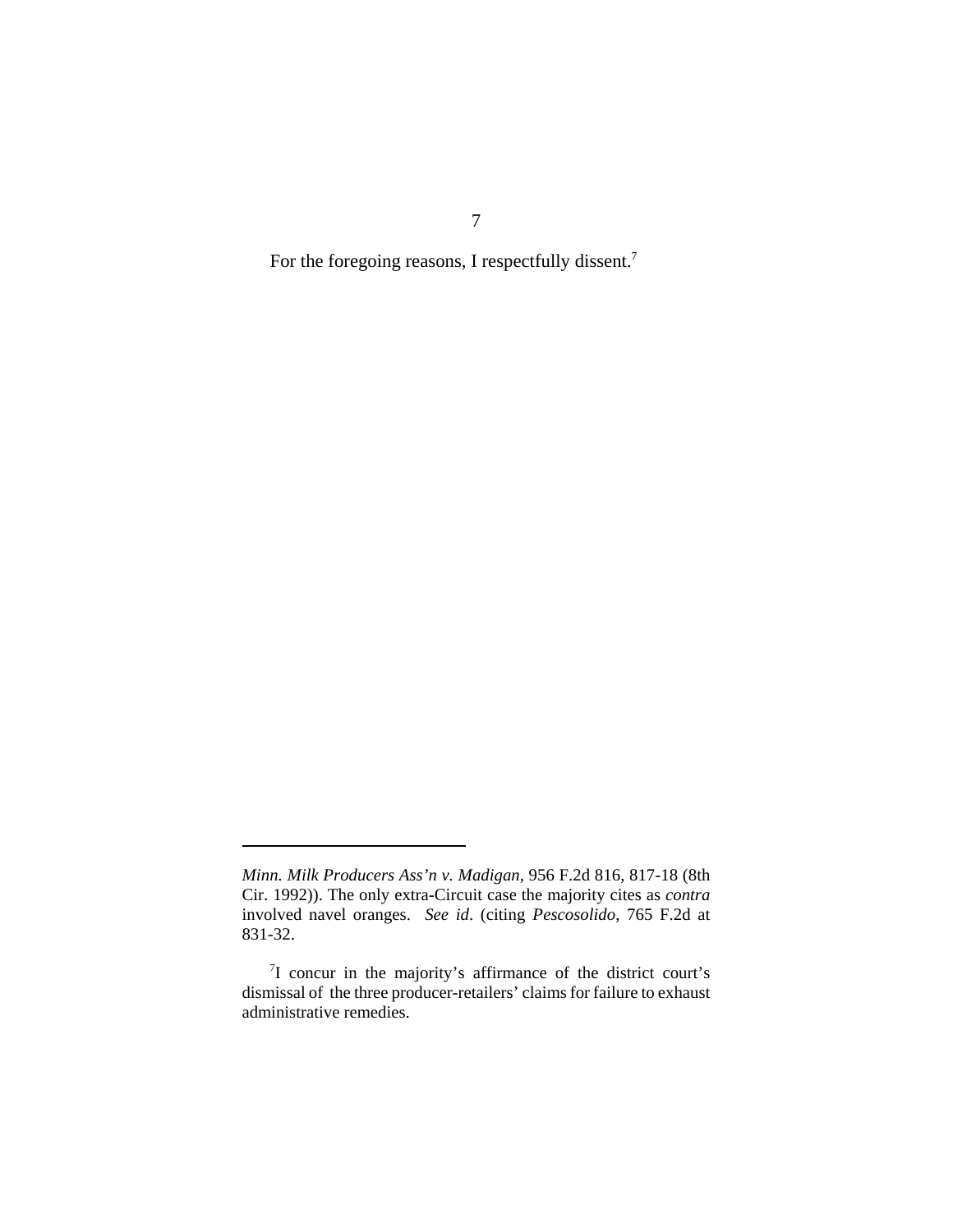For the foregoing reasons, I respectfully dissent.[7]

---

*Minn. Milk Producers Ass'n v. Madigan*, 956 F.2d 816, 817-18 (8th Cir. 1992)). The only extra-Circuit case the majority cites as *contra* involved navel oranges. *See id*. (citing *Pescosolido*, 765 F.2d at 831-32.

[7]I concur in the majority's affirmance of the district court's dismissal of the three producer-retailers' claims for failure to exhaust administrative remedies.